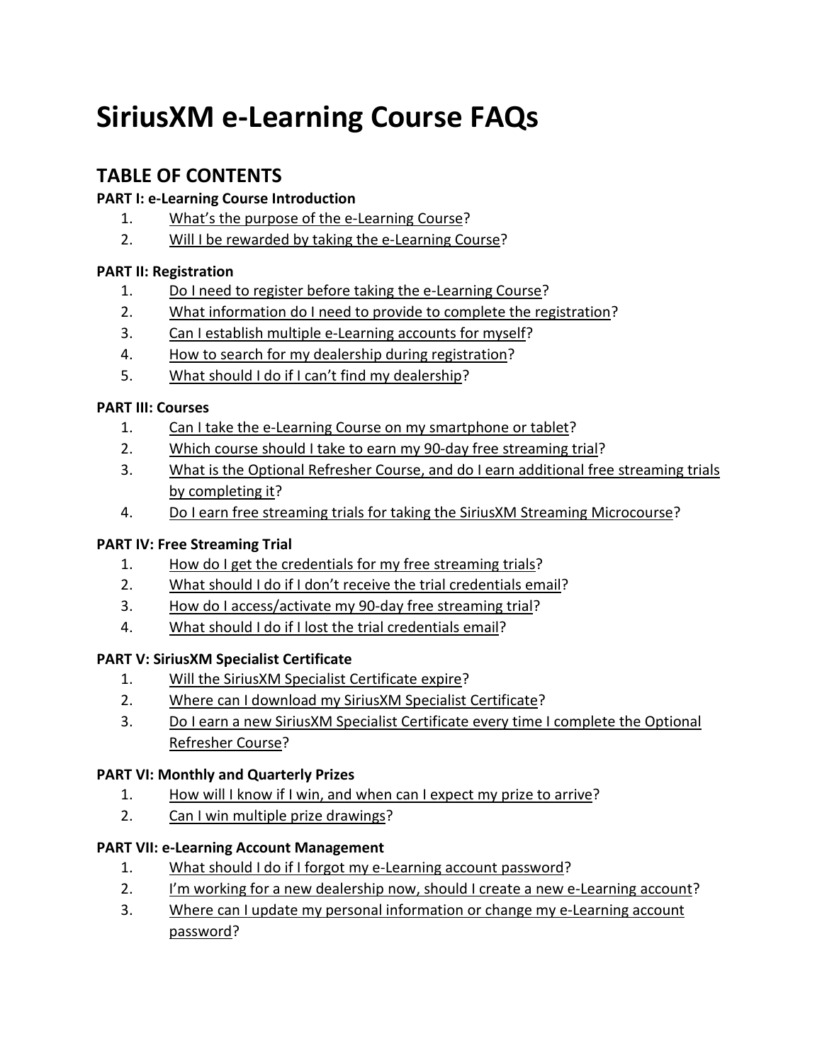# SiriusXM e-Learning Course FAQs

## TABLE OF CONTENTS

**PART I: e-Learning Course Introduction**

1. What's the purpose of the e-Learning Course?
2. Will I be rewarded by taking the e-Learning Course?

**PART II: Registration**

1. Do I need to register before taking the e-Learning Course?
2. What information do I need to provide to complete the registration?
3. Can I establish multiple e-Learning accounts for myself?
4. How to search for my dealership during registration?
5. What should I do if I can't find my dealership?

**PART III: Courses**

1. Can I take the e-Learning Course on my smartphone or tablet?
2. Which course should I take to earn my 90-day free streaming trial?
3. What is the Optional Refresher Course, and do I earn additional free streaming trials by completing it?
4. Do I earn free streaming trials for taking the SiriusXM Streaming Microcourse?

**PART IV: Free Streaming Trial**

1. How do I get the credentials for my free streaming trials?
2. What should I do if I don't receive the trial credentials email?
3. How do I access/activate my 90-day free streaming trial?
4. What should I do if I lost the trial credentials email?

**PART V: SiriusXM Specialist Certificate**

1. Will the SiriusXM Specialist Certificate expire?
2. Where can I download my SiriusXM Specialist Certificate?
3. Do I earn a new SiriusXM Specialist Certificate every time I complete the Optional Refresher Course?

**PART VI: Monthly and Quarterly Prizes**

1. How will I know if I win, and when can I expect my prize to arrive?
2. Can I win multiple prize drawings?

**PART VII: e-Learning Account Management**

1. What should I do if I forgot my e-Learning account password?
2. I'm working for a new dealership now, should I create a new e-Learning account?
3. Where can I update my personal information or change my e-Learning account password?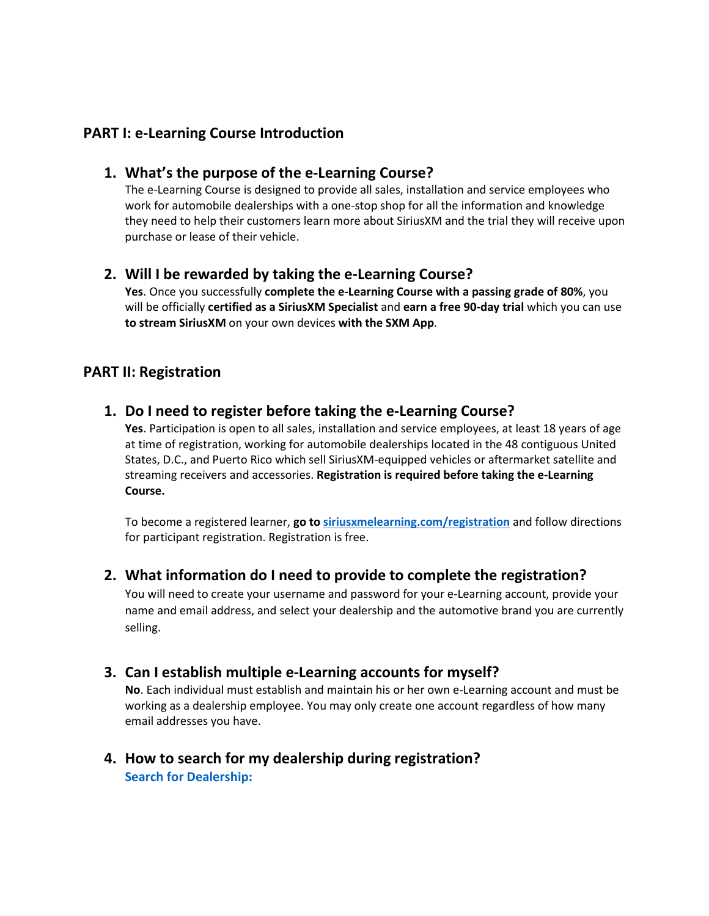## PART I: e-Learning Course Introduction

### 1. What's the purpose of the e-Learning Course?

The e-Learning Course is designed to provide all sales, installation and service employees who work for automobile dealerships with a one-stop shop for all the information and knowledge they need to help their customers learn more about SiriusXM and the trial they will receive upon purchase or lease of their vehicle.

### 2. Will I be rewarded by taking the e-Learning Course?

**Yes**. Once you successfully **complete the e-Learning Course with a passing grade of 80%**, you will be officially **certified as a SiriusXM Specialist** and **earn a free 90-day trial** which you can use **to stream SiriusXM** on your own devices **with the SXM App**.

## PART II: Registration

### 1. Do I need to register before taking the e-Learning Course?

**Yes**. Participation is open to all sales, installation and service employees, at least 18 years of age at time of registration, working for automobile dealerships located in the 48 contiguous United States, D.C., and Puerto Rico which sell SiriusXM-equipped vehicles or aftermarket satellite and streaming receivers and accessories. **Registration is required before taking the e-Learning Course.**

To become a registered learner, **go to [siriusxmelearning.com/registration](siriusxmelearning.com/registration)** and follow directions for participant registration. Registration is free.

### 2. What information do I need to provide to complete the registration?

You will need to create your username and password for your e-Learning account, provide your name and email address, and select your dealership and the automotive brand you are currently selling.

### 3. Can I establish multiple e-Learning accounts for myself?

**No**. Each individual must establish and maintain his or her own e-Learning account and must be working as a dealership employee. You may only create one account regardless of how many email addresses you have.

### 4. How to search for my dealership during registration?

**Search for Dealership:**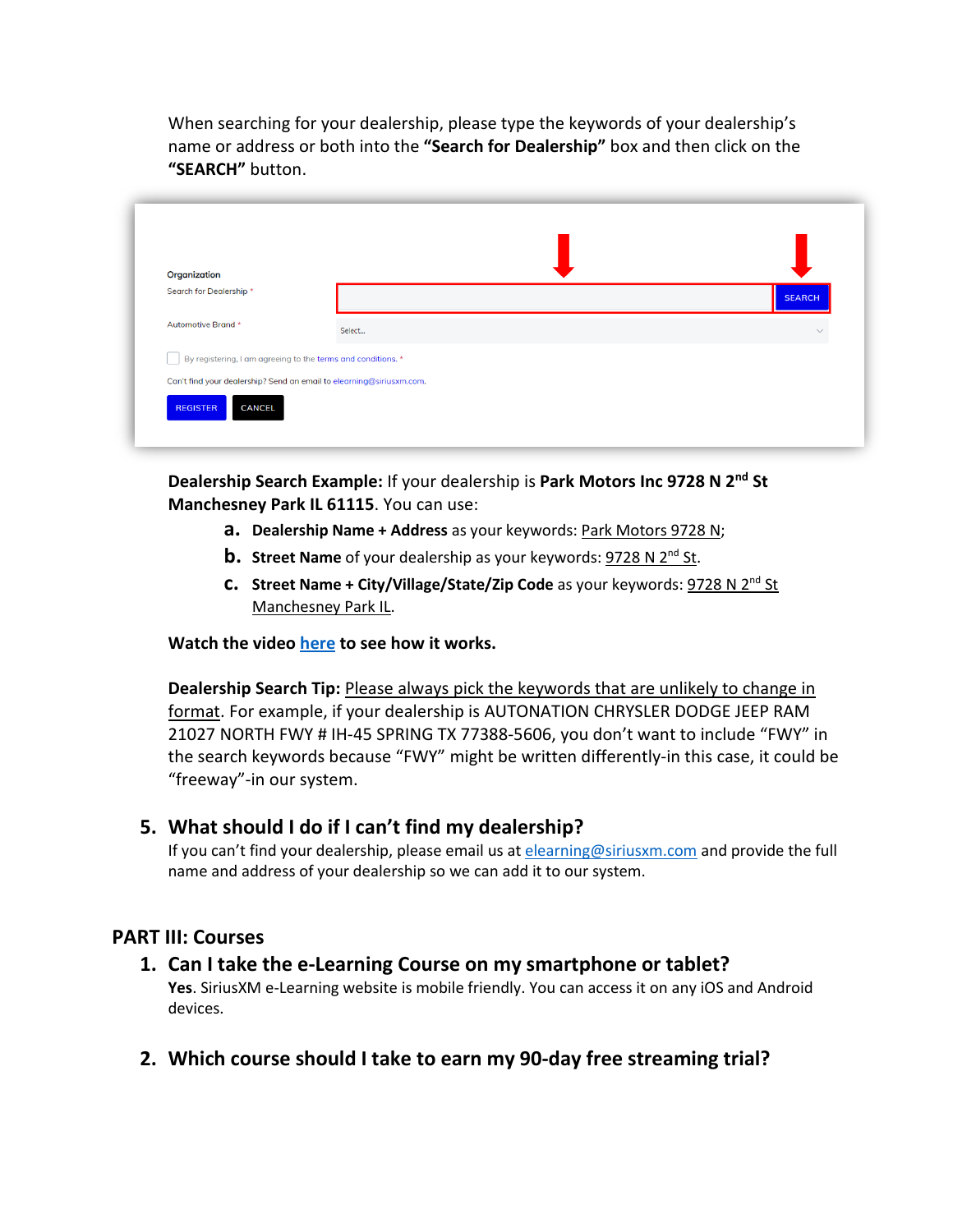When searching for your dealership, please type the keywords of your dealership's name or address or both into the **"Search for Dealership"** box and then click on the **"SEARCH"** button.

**Dealership Search Example:** If your dealership is **Park Motors Inc 9728 N 2nd St Manchesney Park IL 61115**. You can use:

- **a. Dealership Name + Address** as your keywords: Park Motors 9728 N;
- **b. Street Name** of your dealership as your keywords: 9728 N 2nd St.
- **c. Street Name + City/Village/State/Zip Code** as your keywords: 9728 N 2nd St Manchesney Park IL.

**Watch the video here to see how it works.**

**Dealership Search Tip:** Please always pick the keywords that are unlikely to change in format. For example, if your dealership is AUTONATION CHRYSLER DODGE JEEP RAM 21027 NORTH FWY # IH-45 SPRING TX 77388-5606, you don't want to include "FWY" in the search keywords because "FWY" might be written differently-in this case, it could be "freeway"-in our system.

### 5. What should I do if I can't find my dealership?

If you can't find your dealership, please email us at elearning@siriusxm.com and provide the full name and address of your dealership so we can add it to our system.

## PART III: Courses

### 1. Can I take the e-Learning Course on my smartphone or tablet?

**Yes**. SiriusXM e-Learning website is mobile friendly. You can access it on any iOS and Android devices.

### 2. Which course should I take to earn my 90-day free streaming trial?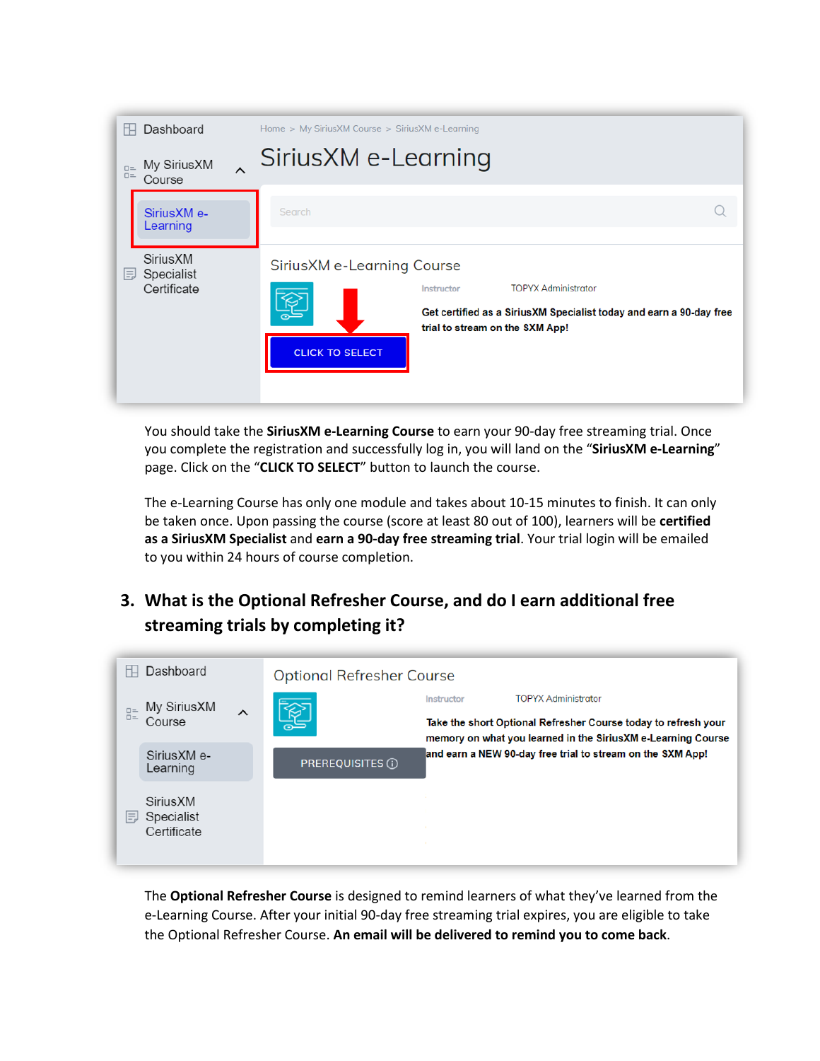You should take the **SiriusXM e-Learning Course** to earn your 90-day free streaming trial. Once you complete the registration and successfully log in, you will land on the "**SiriusXM e-Learning**" page. Click on the "**CLICK TO SELECT**" button to launch the course.

The e-Learning Course has only one module and takes about 10-15 minutes to finish. It can only be taken once. Upon passing the course (score at least 80 out of 100), learners will be **certified as a SiriusXM Specialist** and **earn a 90-day free streaming trial**. Your trial login will be emailed to you within 24 hours of course completion.

## 3. What is the Optional Refresher Course, and do I earn additional free streaming trials by completing it?

The **Optional Refresher Course** is designed to remind learners of what they've learned from the e-Learning Course. After your initial 90-day free streaming trial expires, you are eligible to take the Optional Refresher Course. **An email will be delivered to remind you to come back**.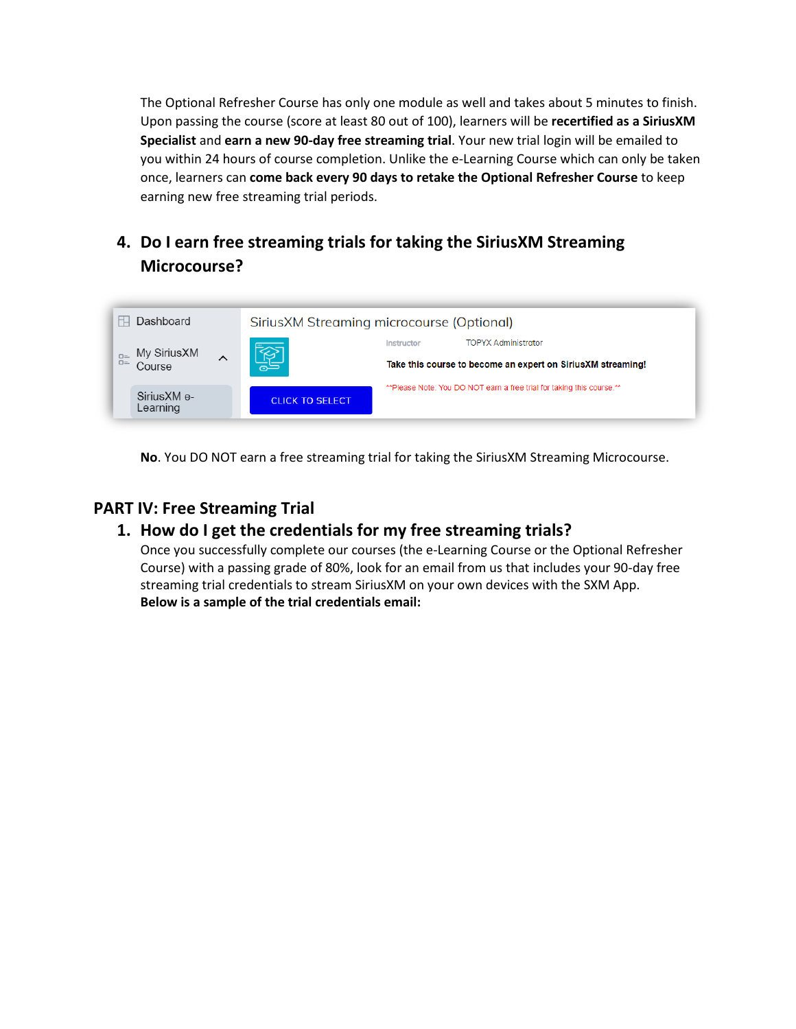The Optional Refresher Course has only one module as well and takes about 5 minutes to finish. Upon passing the course (score at least 80 out of 100), learners will be **recertified as a SiriusXM Specialist** and **earn a new 90-day free streaming trial**. Your new trial login will be emailed to you within 24 hours of course completion. Unlike the e-Learning Course which can only be taken once, learners can **come back every 90 days to retake the Optional Refresher Course** to keep earning new free streaming trial periods.

### 4. Do I earn free streaming trials for taking the SiriusXM Streaming Microcourse?

Dashboard

My SiriusXM Course

SiriusXM e-Learning

SiriusXM Streaming microcourse (Optional)

Instructor TOPYX Administrator

Take this course to become an expert on SiriusXM streaming!

**Please Note: You DO NOT earn a free trial for taking this course.**

CLICK TO SELECT

**No**. You DO NOT earn a free streaming trial for taking the SiriusXM Streaming Microcourse.

## PART IV: Free Streaming Trial

### 1. How do I get the credentials for my free streaming trials?

Once you successfully complete our courses (the e-Learning Course or the Optional Refresher Course) with a passing grade of 80%, look for an email from us that includes your 90-day free streaming trial credentials to stream SiriusXM on your own devices with the SXM App.

**Below is a sample of the trial credentials email:**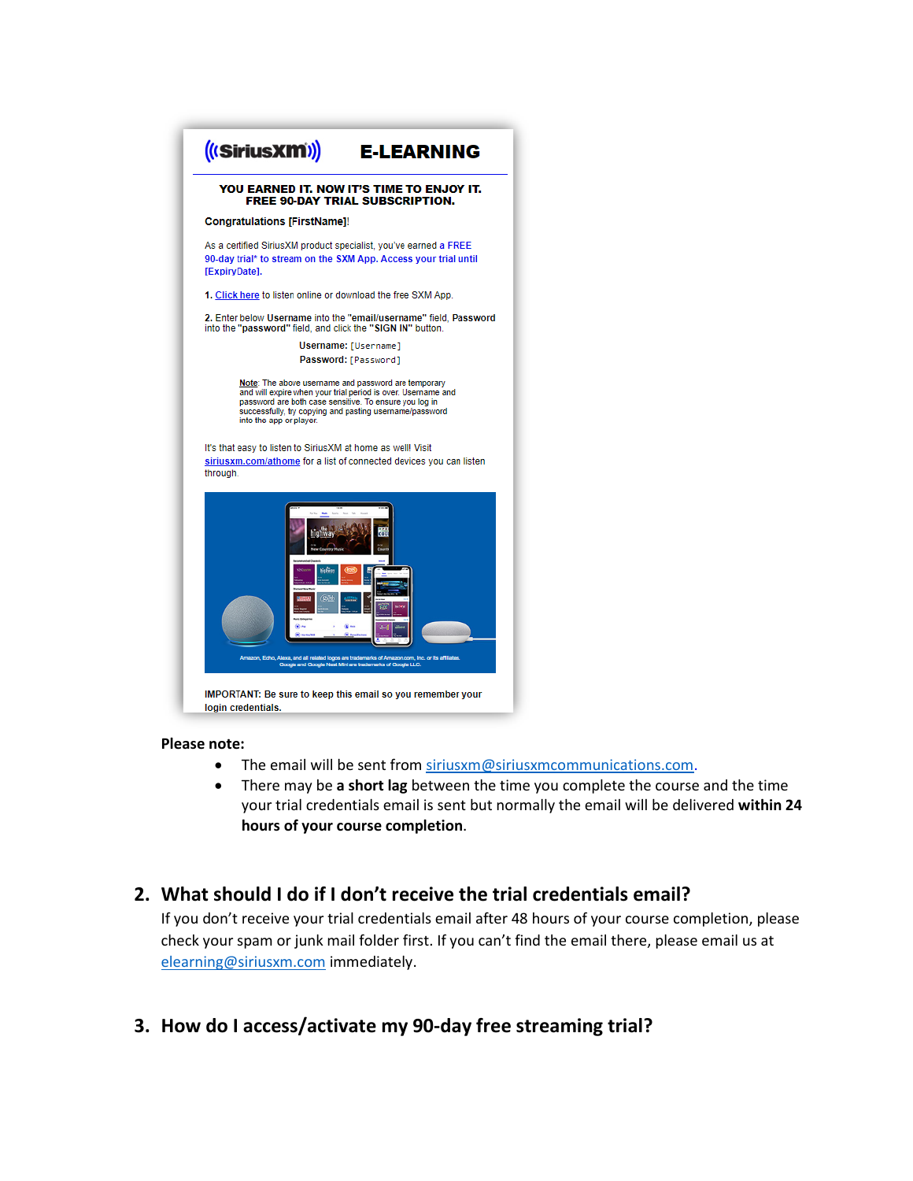((SiriusXM)) E-LEARNING

**YOU EARNED IT. NOW IT'S TIME TO ENJOY IT.**
**FREE 90-DAY TRIAL SUBSCRIPTION.**

**Congratulations [FirstName]!**

As a certified SiriusXM product specialist, you've earned a FREE 90-day trial* to stream on the SXM App. Access your trial until [ExpiryDate].

1. Click here to listen online or download the free SXM App.

2. Enter below **Username** into the **"email/username"** field, **Password** into the **"password"** field, and click the **"SIGN IN"** button.

**Username:** [Username]
**Password:** [Password]

Note: The above username and password are temporary and will expire when your trial period is over. Username and password are both case sensitive. To ensure you log in successfully, try copying and pasting username/password into the app or player.

It's that easy to listen to SiriusXM at home as well! Visit siriusxm.com/athome for a list of connected devices you can listen through.

Amazon, Echo, Alexa, and all related logos are trademarks of Amazon.com, Inc. or its affiliates.
Google and Google Nest Mini are trademarks of Google LLC.

IMPORTANT: Be sure to keep this email so you remember your login credentials.

**Please note:**

- The email will be sent from siriusxm@siriusxmcommunications.com.
- There may be **a short lag** between the time you complete the course and the time your trial credentials email is sent but normally the email will be delivered **within 24 hours of your course completion**.

## 2. What should I do if I don't receive the trial credentials email?

If you don't receive your trial credentials email after 48 hours of your course completion, please check your spam or junk mail folder first. If you can't find the email there, please email us at elearning@siriusxm.com immediately.

## 3. How do I access/activate my 90-day free streaming trial?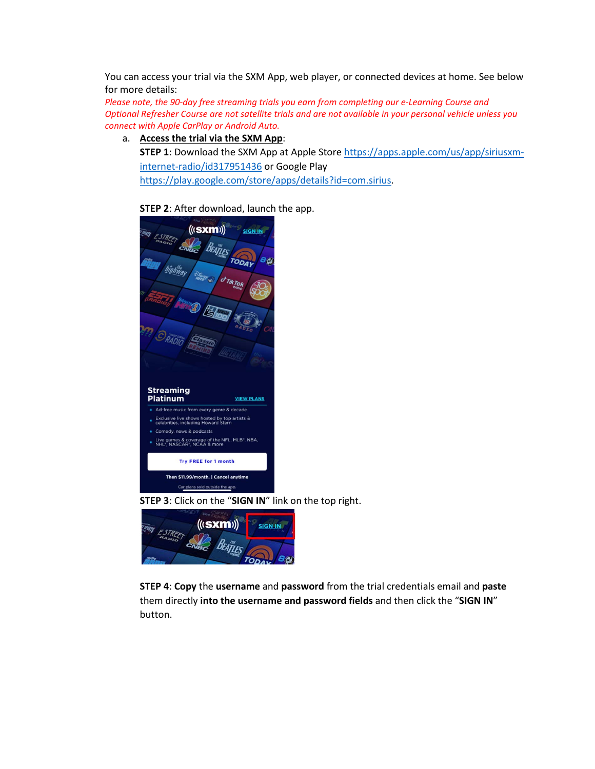You can access your trial via the SXM App, web player, or connected devices at home. See below for more details:

*Please note, the 90-day free streaming trials you earn from completing our e-Learning Course and Optional Refresher Course are not satellite trials and are not available in your personal vehicle unless you connect with Apple CarPlay or Android Auto.*

a. **Access the trial via the SXM App**:

**STEP 1**: Download the SXM App at Apple Store https://apps.apple.com/us/app/siriusxm-internet-radio/id317951436 or Google Play https://play.google.com/store/apps/details?id=com.sirius.

**STEP 2**: After download, launch the app.

**STEP 3**: Click on the "**SIGN IN**" link on the top right.

**STEP 4**: **Copy** the **username** and **password** from the trial credentials email and **paste** them directly **into the username and password fields** and then click the "**SIGN IN**" button.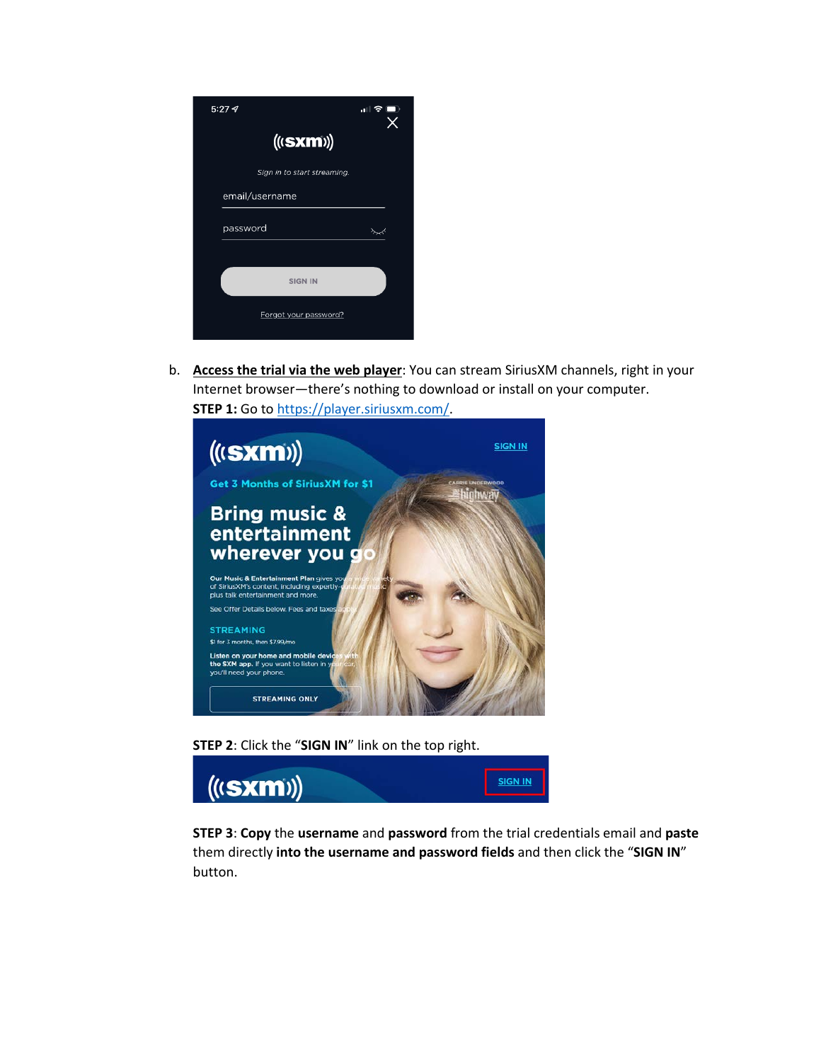b. **Access the trial via the web player**: You can stream SiriusXM channels, right in your Internet browser—there's nothing to download or install on your computer.
   **STEP 1:** Go to https://player.siriusxm.com/.

   **STEP 2**: Click the "**SIGN IN**" link on the top right.

   **STEP 3**: **Copy** the **username** and **password** from the trial credentials email and **paste** them directly **into the username and password fields** and then click the "**SIGN IN**" button.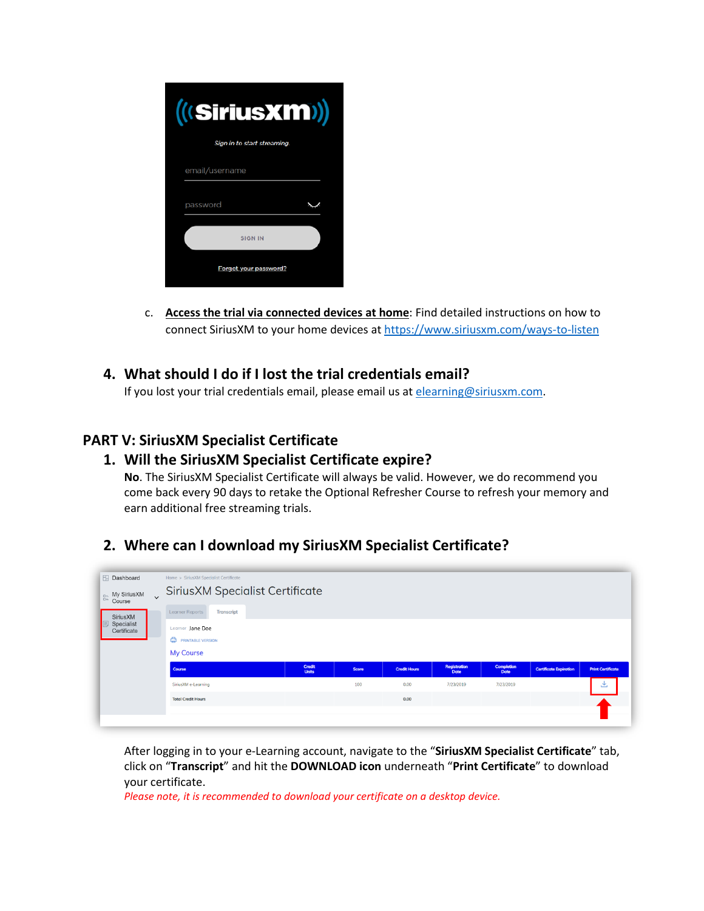c. **Access the trial via connected devices at home**: Find detailed instructions on how to connect SiriusXM to your home devices at https://www.siriusxm.com/ways-to-listen

### 4. What should I do if I lost the trial credentials email?

If you lost your trial credentials email, please email us at elearning@siriusxm.com.

## PART V: SiriusXM Specialist Certificate

### 1. Will the SiriusXM Specialist Certificate expire?

**No**. The SiriusXM Specialist Certificate will always be valid. However, we do recommend you come back every 90 days to retake the Optional Refresher Course to refresh your memory and earn additional free streaming trials.

### 2. Where can I download my SiriusXM Specialist Certificate?

After logging in to your e-Learning account, navigate to the "**SiriusXM Specialist Certificate**" tab, click on "**Transcript**" and hit the **DOWNLOAD icon** underneath "**Print Certificate**" to download your certificate.

*Please note, it is recommended to download your certificate on a desktop device.*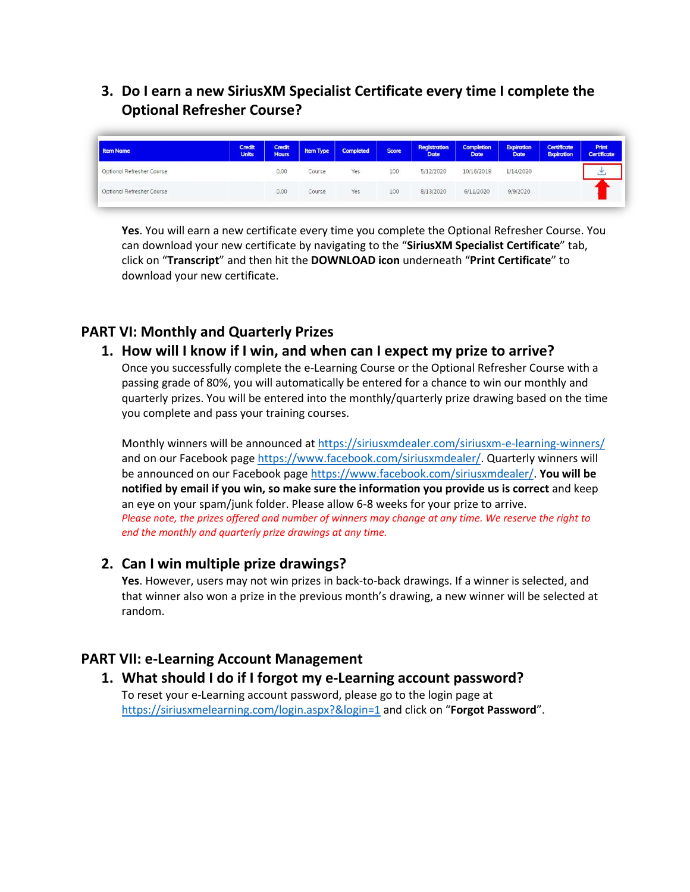### 3. Do I earn a new SiriusXM Specialist Certificate every time I complete the Optional Refresher Course?

| Item Name | Credit Units | Credit Hours | Item Type | Completed | Score | Registration Date | Completion Date | Expiration Date | Certificate Expiration | Print Certificate |
|---|---|---|---|---|---|---|---|---|---|---|
| Optional Refresher Course | | 0.00 | Course | Yes | 100 | 5/12/2020 | 10/16/2019 | 1/14/2020 | | |
| Optional Refresher Course | | 0.00 | Course | Yes | 100 | 8/13/2020 | 6/11/2020 | 9/9/2020 | | |

**Yes**. You will earn a new certificate every time you complete the Optional Refresher Course. You can download your new certificate by navigating to the "**SiriusXM Specialist Certificate**" tab, click on "**Transcript**" and then hit the **DOWNLOAD icon** underneath "**Print Certificate**" to download your new certificate.

## PART VI: Monthly and Quarterly Prizes

### 1. How will I know if I win, and when can I expect my prize to arrive?

Once you successfully complete the e-Learning Course or the Optional Refresher Course with a passing grade of 80%, you will automatically be entered for a chance to win our monthly and quarterly prizes. You will be entered into the monthly/quarterly prize drawing based on the time you complete and pass your training courses.

Monthly winners will be announced at https://siriusxmdealer.com/siriusxm-e-learning-winners/ and on our Facebook page https://www.facebook.com/siriusxmdealer/. Quarterly winners will be announced on our Facebook page https://www.facebook.com/siriusxmdealer/. **You will be notified by email if you win, so make sure the information you provide us is correct** and keep an eye on your spam/junk folder. Please allow 6-8 weeks for your prize to arrive.

*Please note, the prizes offered and number of winners may change at any time. We reserve the right to end the monthly and quarterly prize drawings at any time.*

### 2. Can I win multiple prize drawings?

**Yes**. However, users may not win prizes in back-to-back drawings. If a winner is selected, and that winner also won a prize in the previous month's drawing, a new winner will be selected at random.

## PART VII: e-Learning Account Management

### 1. What should I do if I forgot my e-Learning account password?

To reset your e-Learning account password, please go to the login page at https://siriusxmelearning.com/login.aspx?&login=1 and click on "**Forgot Password**".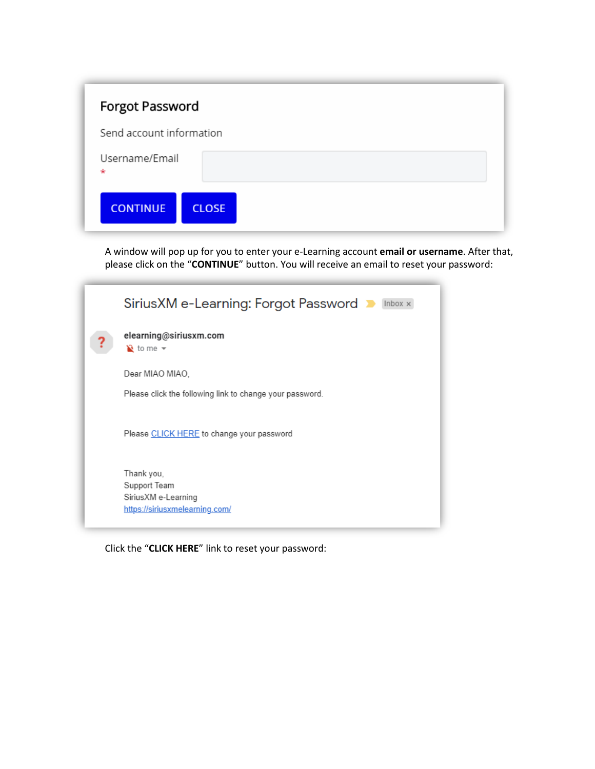Forgot Password

Send account information

Username/Email *

CONTINUE CLOSE

A window will pop up for you to enter your e-Learning account **email or username**. After that, please click on the "**CONTINUE**" button. You will receive an email to reset your password:

SiriusXM e-Learning: Forgot Password Inbox ×

elearning@siriusxm.com
to me

Dear MIAO MIAO,

Please click the following link to change your password.

Please CLICK HERE to change your password

Thank you,
Support Team
SiriusXM e-Learning
https://siriusxmelearning.com/

Click the "**CLICK HERE**" link to reset your password: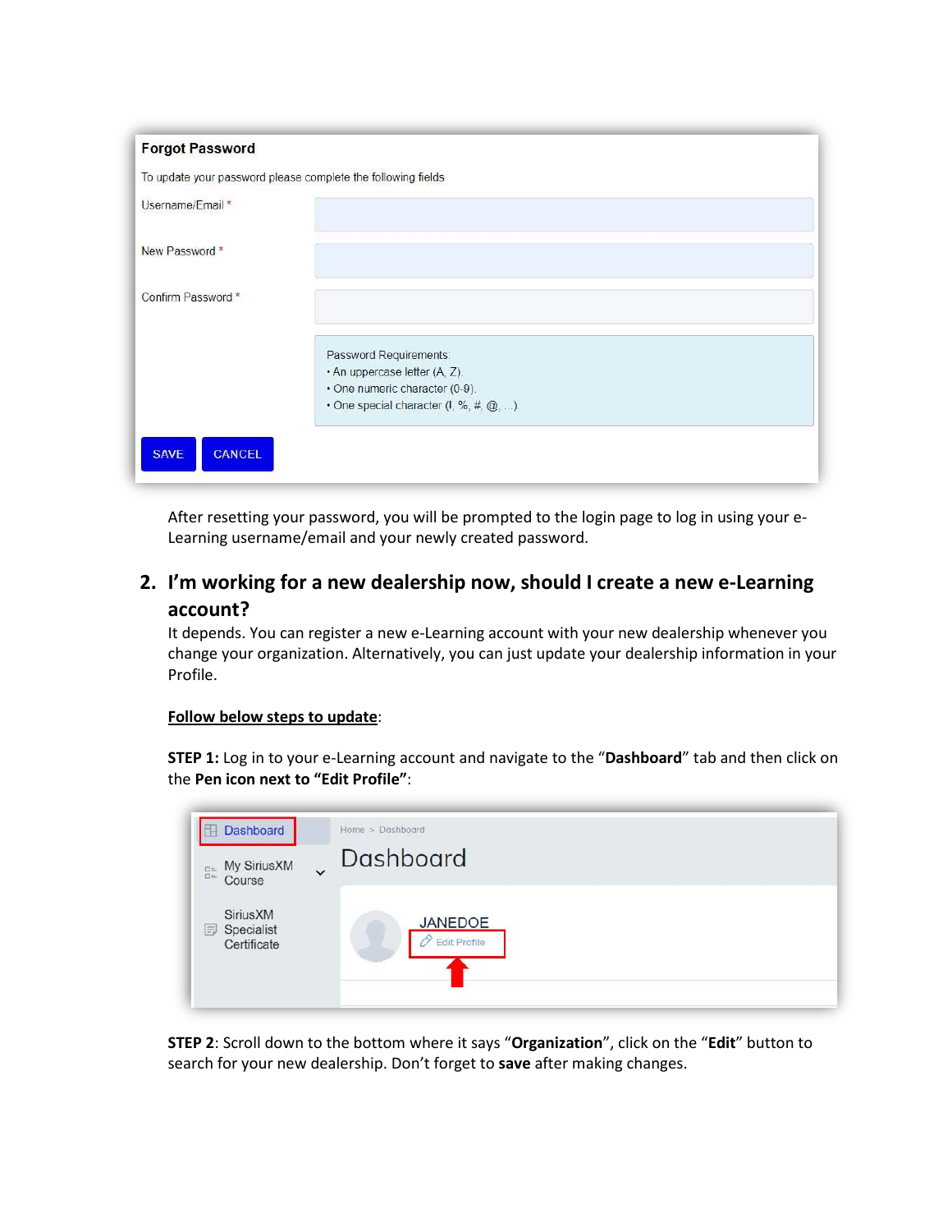**Forgot Password**

To update your password please complete the following fields

Username/Email *

New Password *

Confirm Password *

Password Requirements:
- An uppercase letter (A, Z).
- One numeric character (0-9).
- One special character (!, %, #, @, ...)

SAVE CANCEL

After resetting your password, you will be prompted to the login page to log in using your e-Learning username/email and your newly created password.

## 2. I'm working for a new dealership now, should I create a new e-Learning account?

It depends. You can register a new e-Learning account with your new dealership whenever you change your organization. Alternatively, you can just update your dealership information in your Profile.

**Follow below steps to update**:

**STEP 1:** Log in to your e-Learning account and navigate to the "**Dashboard**" tab and then click on the **Pen icon next to "Edit Profile"**:

Dashboard | My SiriusXM Course | SiriusXM Specialist Certificate

Home > Dashboard

Dashboard

JANEDOE

Edit Profile

**STEP 2**: Scroll down to the bottom where it says "**Organization**", click on the "**Edit**" button to search for your new dealership. Don't forget to **save** after making changes.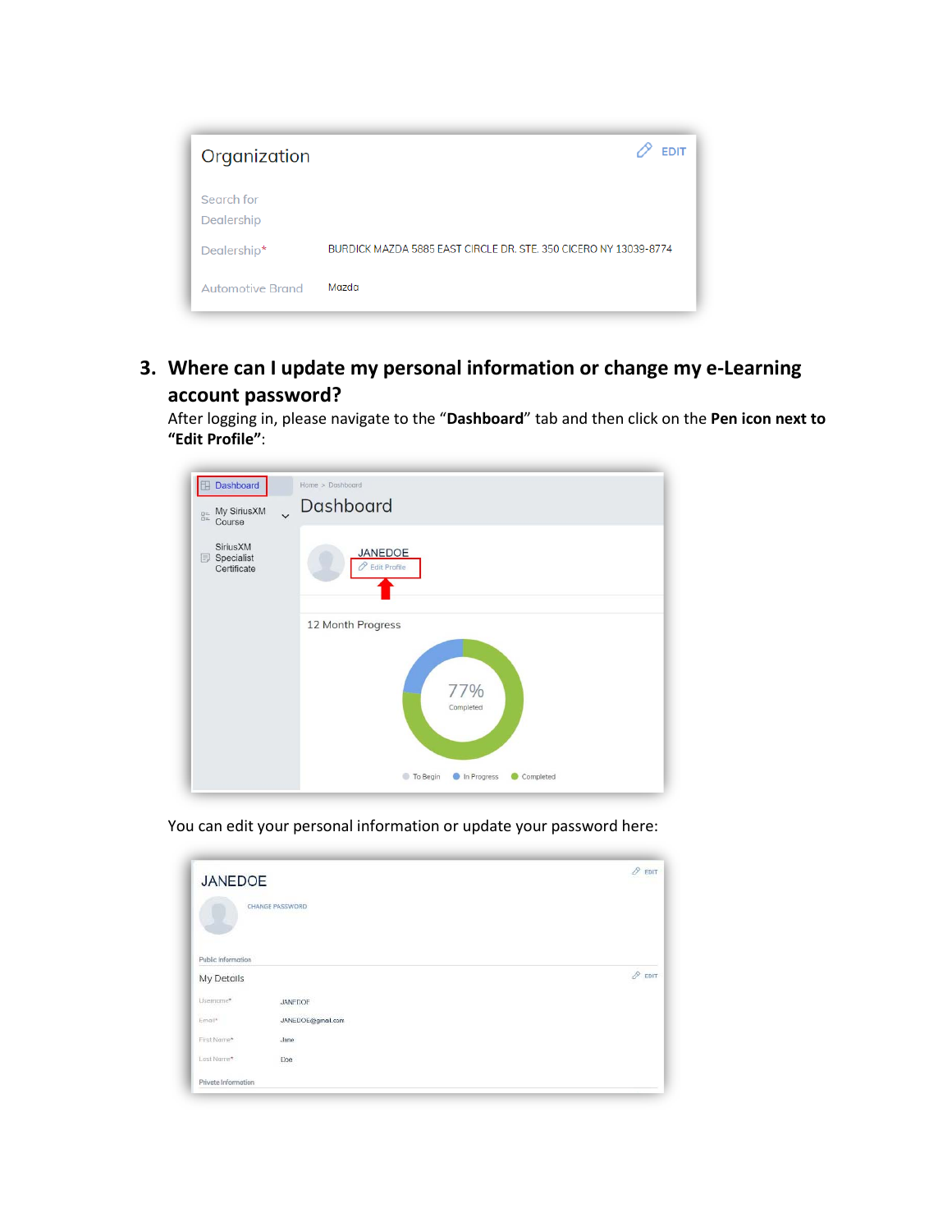Organization

EDIT

Search for Dealership

Dealership* BURDICK MAZDA 5885 EAST CIRCLE DR. STE. 350 CICERO NY 13039-8774

Automotive Brand Mazda

3. **Where can I update my personal information or change my e-Learning account password?**

After logging in, please navigate to the "**Dashboard**" tab and then click on the **Pen icon next to "Edit Profile"**:

Dashboard

My SiriusXM Course

SiriusXM Specialist Certificate

Home > Dashboard

Dashboard

JANEDOE

Edit Profile

12 Month Progress

77%

Completed

To Begin In Progress Completed

You can edit your personal information or update your password here:

JANEDOE

EDIT

CHANGE PASSWORD

Public Information

My Details

EDIT

Username* JANEDOE

Email* JANEDOE@gmail.com

First Name* Jane

Last Name* Doe

Private Information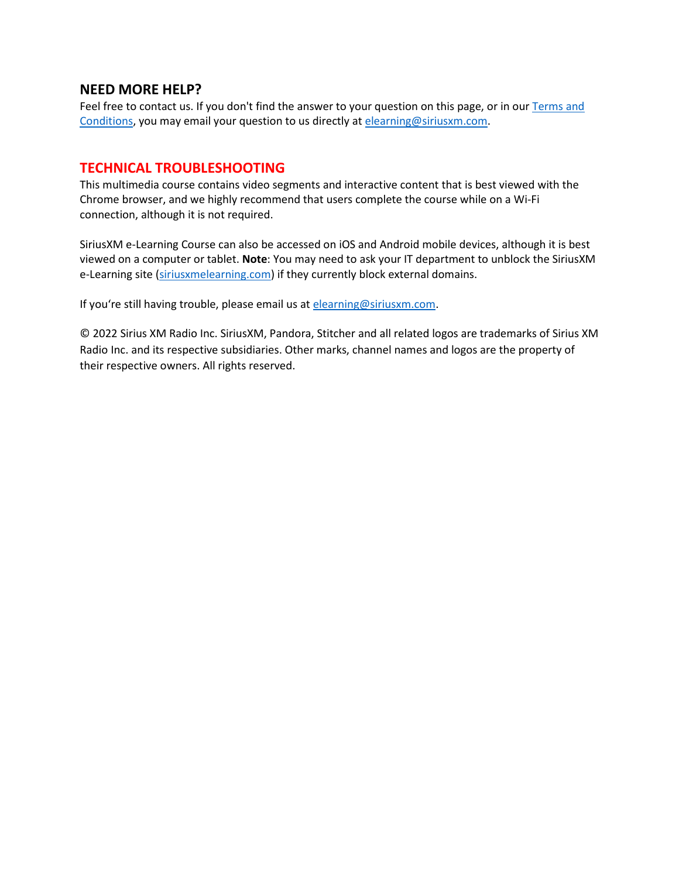## NEED MORE HELP?

Feel free to contact us. If you don't find the answer to your question on this page, or in our [Terms and Conditions](), you may email your question to us directly at [elearning@siriusxm.com](mailto:elearning@siriusxm.com).

## TECHNICAL TROUBLESHOOTING

This multimedia course contains video segments and interactive content that is best viewed with the Chrome browser, and we highly recommend that users complete the course while on a Wi-Fi connection, although it is not required.

SiriusXM e-Learning Course can also be accessed on iOS and Android mobile devices, although it is best viewed on a computer or tablet. **Note**: You may need to ask your IT department to unblock the SiriusXM e-Learning site ([siriusxmelearning.com]()) if they currently block external domains.

If you‘re still having trouble, please email us at [elearning@siriusxm.com](mailto:elearning@siriusxm.com).

© 2022 Sirius XM Radio Inc. SiriusXM, Pandora, Stitcher and all related logos are trademarks of Sirius XM Radio Inc. and its respective subsidiaries. Other marks, channel names and logos are the property of their respective owners. All rights reserved.